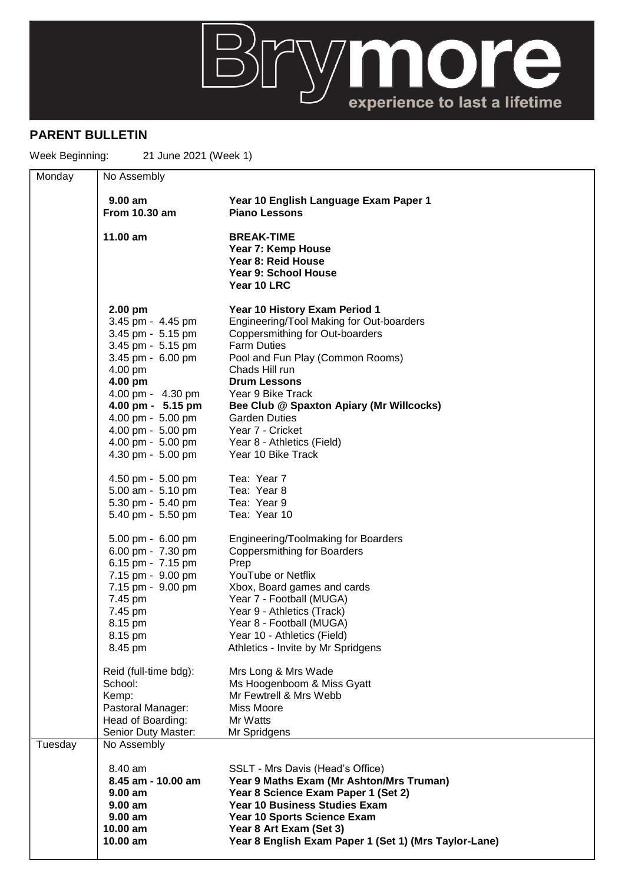Brymore — experience to last a lifetime

## PARENT BULLETIN

Week Beginning: 21 June 2021 (Week 1)

| Day | Time | Activity |
|---|---|---|
| Monday | No Assembly | |
| | **9.00 am** | **Year 10 English Language Exam Paper 1** |
| | **From 10.30 am** | **Piano Lessons** |
| | **11.00 am** | **BREAK-TIME**<br>**Year 7: Kemp House**<br>**Year 8: Reid House**<br>**Year 9: School House**<br>**Year 10 LRC** |
| | **2.00 pm** | **Year 10 History Exam Period 1** |
| | 3.45 pm - 4.45 pm | Engineering/Tool Making for Out-boarders |
| | 3.45 pm - 5.15 pm | Coppersmithing for Out-boarders |
| | 3.45 pm - 5.15 pm | Farm Duties |
| | 3.45 pm - 6.00 pm | Pool and Fun Play (Common Rooms) |
| | 4.00 pm | Chads Hill run |
| | **4.00 pm** | **Drum Lessons** |
| | 4.00 pm - 4.30 pm | Year 9 Bike Track |
| | **4.00 pm - 5.15 pm** | **Bee Club @ Spaxton Apiary (Mr Willcocks)** |
| | 4.00 pm - 5.00 pm | Garden Duties |
| | 4.00 pm - 5.00 pm | Year 7 - Cricket |
| | 4.00 pm - 5.00 pm | Year 8 - Athletics (Field) |
| | 4.30 pm - 5.00 pm | Year 10 Bike Track |
| | 4.50 pm - 5.00 pm | Tea: Year 7 |
| | 5.00 am - 5.10 pm | Tea: Year 8 |
| | 5.30 pm - 5.40 pm | Tea: Year 9 |
| | 5.40 pm - 5.50 pm | Tea: Year 10 |
| | 5.00 pm - 6.00 pm | Engineering/Toolmaking for Boarders |
| | 6.00 pm - 7.30 pm | Coppersmithing for Boarders |
| | 6.15 pm - 7.15 pm | Prep |
| | 7.15 pm - 9.00 pm | YouTube or Netflix |
| | 7.15 pm - 9.00 pm | Xbox, Board games and cards |
| | 7.45 pm | Year 7 - Football (MUGA) |
| | 7.45 pm | Year 9 - Athletics (Track) |
| | 8.15 pm | Year 8 - Football (MUGA) |
| | 8.15 pm | Year 10 - Athletics (Field) |
| | 8.45 pm | Athletics - Invite by Mr Spridgens |
| | Reid (full-time bdg): | Mrs Long & Mrs Wade |
| | School: | Ms Hoogenboom & Miss Gyatt |
| | Kemp: | Mr Fewtrell & Mrs Webb |
| | Pastoral Manager: | Miss Moore |
| | Head of Boarding: | Mr Watts |
| | Senior Duty Master: | Mr Spridgens |
| Tuesday | No Assembly | |
| | 8.40 am | SSLT - Mrs Davis (Head's Office) |
| | **8.45 am - 10.00 am** | **Year 9 Maths Exam (Mr Ashton/Mrs Truman)** |
| | **9.00 am** | **Year 8 Science Exam Paper 1 (Set 2)** |
| | **9.00 am** | **Year 10 Business Studies Exam** |
| | **9.00 am** | **Year 10 Sports Science Exam** |
| | **10.00 am** | **Year 8 Art Exam (Set 3)** |
| | **10.00 am** | **Year 8 English Exam Paper 1 (Set 1) (Mrs Taylor-Lane)** |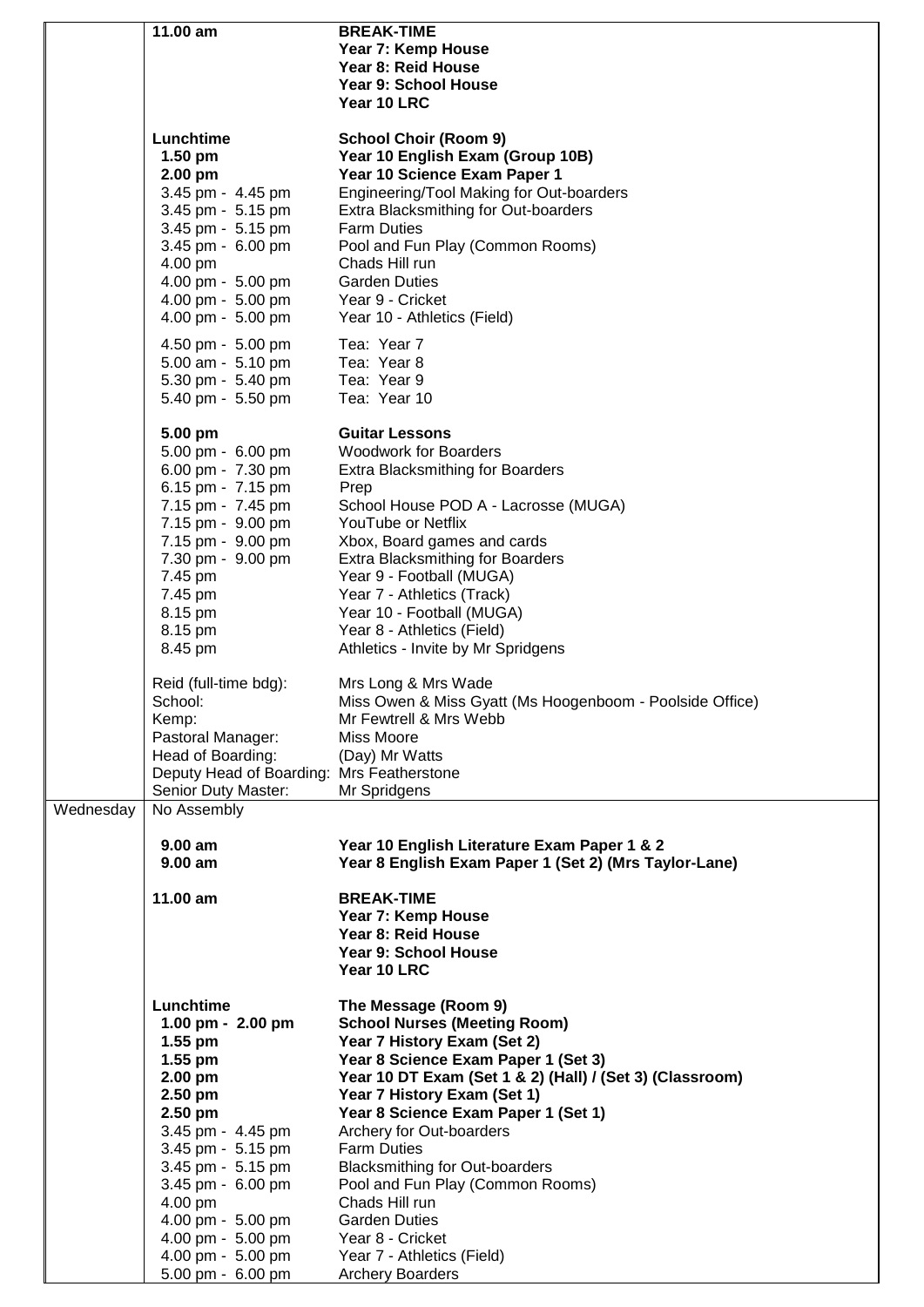| | | |
|---|---|---|
| | **11.00 am** | **BREAK-TIME** |
| | | **Year 7: Kemp House** |
| | | **Year 8: Reid House** |
| | | **Year 9: School House** |
| | | **Year 10 LRC** |
| | **Lunchtime** | **School Choir (Room 9)** |
| | **1.50 pm** | **Year 10 English Exam (Group 10B)** |
| | **2.00 pm** | **Year 10 Science Exam Paper 1** |
| | 3.45 pm - 4.45 pm | Engineering/Tool Making for Out-boarders |
| | 3.45 pm - 5.15 pm | Extra Blacksmithing for Out-boarders |
| | 3.45 pm - 5.15 pm | Farm Duties |
| | 3.45 pm - 6.00 pm | Pool and Fun Play (Common Rooms) |
| | 4.00 pm | Chads Hill run |
| | 4.00 pm - 5.00 pm | Garden Duties |
| | 4.00 pm - 5.00 pm | Year 9 - Cricket |
| | 4.00 pm - 5.00 pm | Year 10 - Athletics (Field) |
| | 4.50 pm - 5.00 pm | Tea: Year 7 |
| | 5.00 am - 5.10 pm | Tea: Year 8 |
| | 5.30 pm - 5.40 pm | Tea: Year 9 |
| | 5.40 pm - 5.50 pm | Tea: Year 10 |
| | **5.00 pm** | **Guitar Lessons** |
| | 5.00 pm - 6.00 pm | Woodwork for Boarders |
| | 6.00 pm - 7.30 pm | Extra Blacksmithing for Boarders |
| | 6.15 pm - 7.15 pm | Prep |
| | 7.15 pm - 7.45 pm | School House POD A - Lacrosse (MUGA) |
| | 7.15 pm - 9.00 pm | YouTube or Netflix |
| | 7.15 pm - 9.00 pm | Xbox, Board games and cards |
| | 7.30 pm - 9.00 pm | Extra Blacksmithing for Boarders |
| | 7.45 pm | Year 9 - Football (MUGA) |
| | 7.45 pm | Year 7 - Athletics (Track) |
| | 8.15 pm | Year 10 - Football (MUGA) |
| | 8.15 pm | Year 8 - Athletics (Field) |
| | 8.45 pm | Athletics - Invite by Mr Spridgens |
| | Reid (full-time bdg): | Mrs Long & Mrs Wade |
| | School: | Miss Owen & Miss Gyatt (Ms Hoogenboom - Poolside Office) |
| | Kemp: | Mr Fewtrell & Mrs Webb |
| | Pastoral Manager: | Miss Moore |
| | Head of Boarding: | (Day) Mr Watts |
| | Deputy Head of Boarding: | Mrs Featherstone |
| | Senior Duty Master: | Mr Spridgens |
| Wednesday | No Assembly | |
| | **9.00 am** | **Year 10 English Literature Exam Paper 1 & 2** |
| | **9.00 am** | **Year 8 English Exam Paper 1 (Set 2) (Mrs Taylor-Lane)** |
| | **11.00 am** | **BREAK-TIME** |
| | | **Year 7: Kemp House** |
| | | **Year 8: Reid House** |
| | | **Year 9: School House** |
| | | **Year 10 LRC** |
| | **Lunchtime** | **The Message (Room 9)** |
| | **1.00 pm - 2.00 pm** | **School Nurses (Meeting Room)** |
| | **1.55 pm** | **Year 7 History Exam (Set 2)** |
| | **1.55 pm** | **Year 8 Science Exam Paper 1 (Set 3)** |
| | **2.00 pm** | **Year 10 DT Exam (Set 1 & 2) (Hall) / (Set 3) (Classroom)** |
| | **2.50 pm** | **Year 7 History Exam (Set 1)** |
| | **2.50 pm** | **Year 8 Science Exam Paper 1 (Set 1)** |
| | 3.45 pm - 4.45 pm | Archery for Out-boarders |
| | 3.45 pm - 5.15 pm | Farm Duties |
| | 3.45 pm - 5.15 pm | Blacksmithing for Out-boarders |
| | 3.45 pm - 6.00 pm | Pool and Fun Play (Common Rooms) |
| | 4.00 pm | Chads Hill run |
| | 4.00 pm - 5.00 pm | Garden Duties |
| | 4.00 pm - 5.00 pm | Year 8 - Cricket |
| | 4.00 pm - 5.00 pm | Year 7 - Athletics (Field) |
| | 5.00 pm - 6.00 pm | Archery Boarders |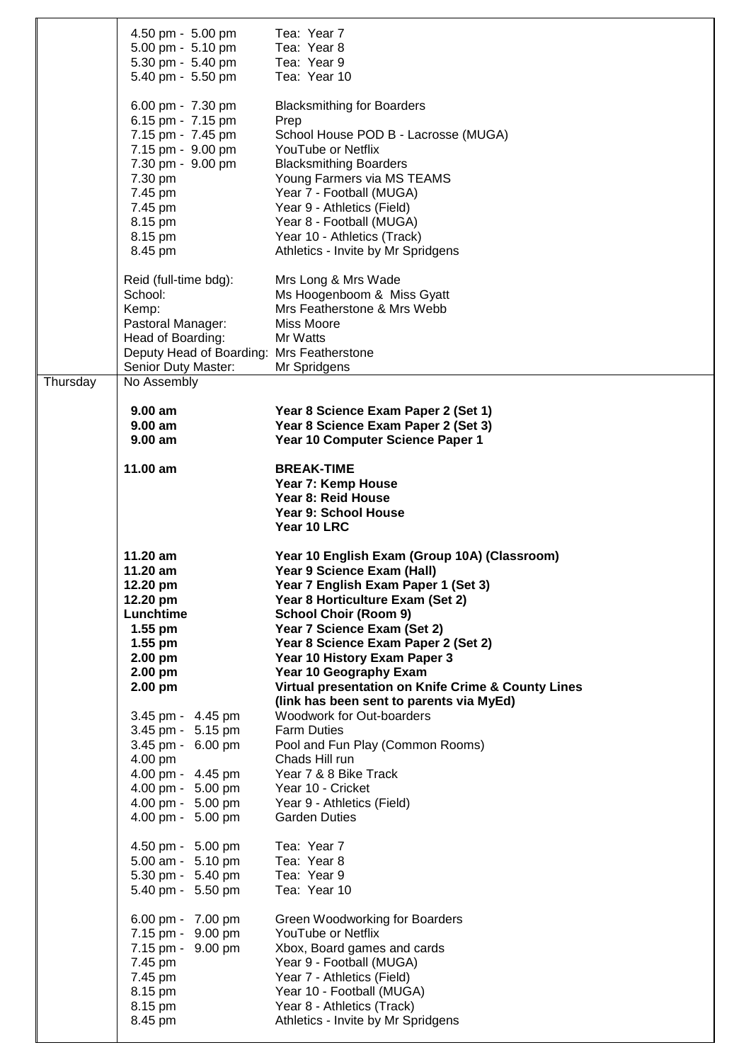| | | |
|---|---|---|
| | 4.50 pm - 5.00 pm | Tea: Year 7 |
| | 5.00 pm - 5.10 pm | Tea: Year 8 |
| | 5.30 pm - 5.40 pm | Tea: Year 9 |
| | 5.40 pm - 5.50 pm | Tea: Year 10 |
| | | |
| | 6.00 pm - 7.30 pm | Blacksmithing for Boarders |
| | 6.15 pm - 7.15 pm | Prep |
| | 7.15 pm - 7.45 pm | School House POD B - Lacrosse (MUGA) |
| | 7.15 pm - 9.00 pm | YouTube or Netflix |
| | 7.30 pm - 9.00 pm | Blacksmithing Boarders |
| | 7.30 pm | Young Farmers via MS TEAMS |
| | 7.45 pm | Year 7 - Football (MUGA) |
| | 7.45 pm | Year 9 - Athletics (Field) |
| | 8.15 pm | Year 8 - Football (MUGA) |
| | 8.15 pm | Year 10 - Athletics (Track) |
| | 8.45 pm | Athletics - Invite by Mr Spridgens |
| | | |
| | Reid (full-time bdg): | Mrs Long & Mrs Wade |
| | School: | Ms Hoogenboom & Miss Gyatt |
| | Kemp: | Mrs Featherstone & Mrs Webb |
| | Pastoral Manager: | Miss Moore |
| | Head of Boarding: | Mr Watts |
| | Deputy Head of Boarding: | Mrs Featherstone |
| | Senior Duty Master: | Mr Spridgens |
| Thursday | No Assembly | |
| | | |
| | **9.00 am** | **Year 8 Science Exam Paper 2 (Set 1)** |
| | **9.00 am** | **Year 8 Science Exam Paper 2 (Set 3)** |
| | **9.00 am** | **Year 10 Computer Science Paper 1** |
| | | |
| | **11.00 am** | **BREAK-TIME** |
| | | **Year 7: Kemp House** |
| | | **Year 8: Reid House** |
| | | **Year 9: School House** |
| | | **Year 10 LRC** |
| | | |
| | **11.20 am** | **Year 10 English Exam (Group 10A) (Classroom)** |
| | **11.20 am** | **Year 9 Science Exam (Hall)** |
| | **12.20 pm** | **Year 7 English Exam Paper 1 (Set 3)** |
| | **12.20 pm** | **Year 8 Horticulture Exam (Set 2)** |
| | **Lunchtime** | **School Choir (Room 9)** |
| | **1.55 pm** | **Year 7 Science Exam (Set 2)** |
| | **1.55 pm** | **Year 8 Science Exam Paper 2 (Set 2)** |
| | **2.00 pm** | **Year 10 History Exam Paper 3** |
| | **2.00 pm** | **Year 10 Geography Exam** |
| | **2.00 pm** | **Virtual presentation on Knife Crime & County Lines (link has been sent to parents via MyEd)** |
| | 3.45 pm - 4.45 pm | Woodwork for Out-boarders |
| | 3.45 pm - 5.15 pm | Farm Duties |
| | 3.45 pm - 6.00 pm | Pool and Fun Play (Common Rooms) |
| | 4.00 pm | Chads Hill run |
| | 4.00 pm - 4.45 pm | Year 7 & 8 Bike Track |
| | 4.00 pm - 5.00 pm | Year 10 - Cricket |
| | 4.00 pm - 5.00 pm | Year 9 - Athletics (Field) |
| | 4.00 pm - 5.00 pm | Garden Duties |
| | | |
| | 4.50 pm - 5.00 pm | Tea: Year 7 |
| | 5.00 am - 5.10 pm | Tea: Year 8 |
| | 5.30 pm - 5.40 pm | Tea: Year 9 |
| | 5.40 pm - 5.50 pm | Tea: Year 10 |
| | | |
| | 6.00 pm - 7.00 pm | Green Woodworking for Boarders |
| | 7.15 pm - 9.00 pm | YouTube or Netflix |
| | 7.15 pm - 9.00 pm | Xbox, Board games and cards |
| | 7.45 pm | Year 9 - Football (MUGA) |
| | 7.45 pm | Year 7 - Athletics (Field) |
| | 8.15 pm | Year 10 - Football (MUGA) |
| | 8.15 pm | Year 8 - Athletics (Track) |
| | 8.45 pm | Athletics - Invite by Mr Spridgens |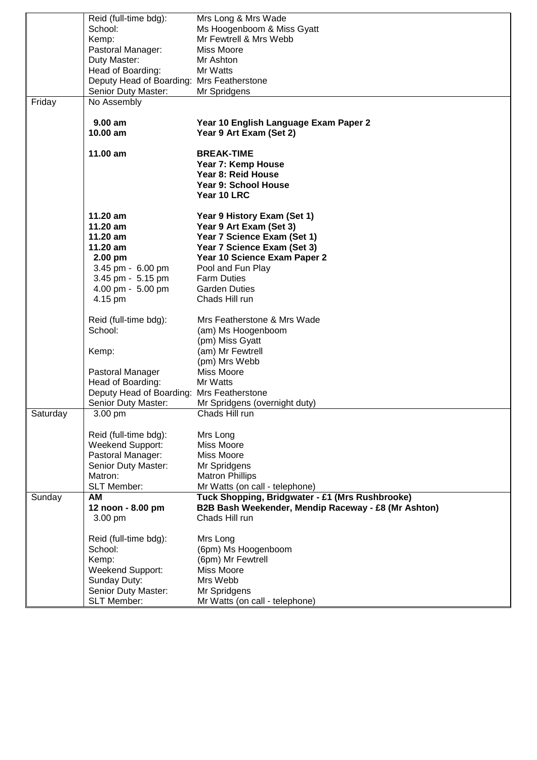| | | |
|---|---|---|
| | Reid (full-time bdg): | Mrs Long & Mrs Wade |
| | School: | Ms Hoogenboom & Miss Gyatt |
| | Kemp: | Mr Fewtrell & Mrs Webb |
| | Pastoral Manager: | Miss Moore |
| | Duty Master: | Mr Ashton |
| | Head of Boarding: | Mr Watts |
| | Deputy Head of Boarding: | Mrs Featherstone |
| | Senior Duty Master: | Mr Spridgens |
| Friday | No Assembly | |
| | **9.00 am** | **Year 10 English Language Exam Paper 2** |
| | **10.00 am** | **Year 9 Art Exam (Set 2)** |
| | **11.00 am** | **BREAK-TIME**<br>**Year 7: Kemp House**<br>**Year 8: Reid House**<br>**Year 9: School House**<br>**Year 10 LRC** |
| | **11.20 am** | **Year 9 History Exam (Set 1)** |
| | **11.20 am** | **Year 9 Art Exam (Set 3)** |
| | **11.20 am** | **Year 7 Science Exam (Set 1)** |
| | **11.20 am** | **Year 7 Science Exam (Set 3)** |
| | **2.00 pm** | **Year 10 Science Exam Paper 2** |
| | 3.45 pm - 6.00 pm | Pool and Fun Play |
| | 3.45 pm - 5.15 pm | Farm Duties |
| | 4.00 pm - 5.00 pm | Garden Duties |
| | 4.15 pm | Chads Hill run |
| | Reid (full-time bdg): | Mrs Featherstone & Mrs Wade |
| | School: | (am) Ms Hoogenboom<br>(pm) Miss Gyatt |
| | Kemp: | (am) Mr Fewtrell<br>(pm) Mrs Webb |
| | Pastoral Manager | Miss Moore |
| | Head of Boarding: | Mr Watts |
| | Deputy Head of Boarding: | Mrs Featherstone |
| | Senior Duty Master: | Mr Spridgens (overnight duty) |
| Saturday | 3.00 pm | Chads Hill run |
| | Reid (full-time bdg): | Mrs Long |
| | Weekend Support: | Miss Moore |
| | Pastoral Manager: | Miss Moore |
| | Senior Duty Master: | Mr Spridgens |
| | Matron: | Matron Phillips |
| | SLT Member: | Mr Watts (on call - telephone) |
| Sunday | **AM** | **Tuck Shopping, Bridgwater - £1 (Mrs Rushbrooke)** |
| | **12 noon - 8.00 pm** | **B2B Bash Weekender, Mendip Raceway - £8 (Mr Ashton)** |
| | 3.00 pm | Chads Hill run |
| | Reid (full-time bdg): | Mrs Long |
| | School: | (6pm) Ms Hoogenboom |
| | Kemp: | (6pm) Mr Fewtrell |
| | Weekend Support: | Miss Moore |
| | Sunday Duty: | Mrs Webb |
| | Senior Duty Master: | Mr Spridgens |
| | SLT Member: | Mr Watts (on call - telephone) |